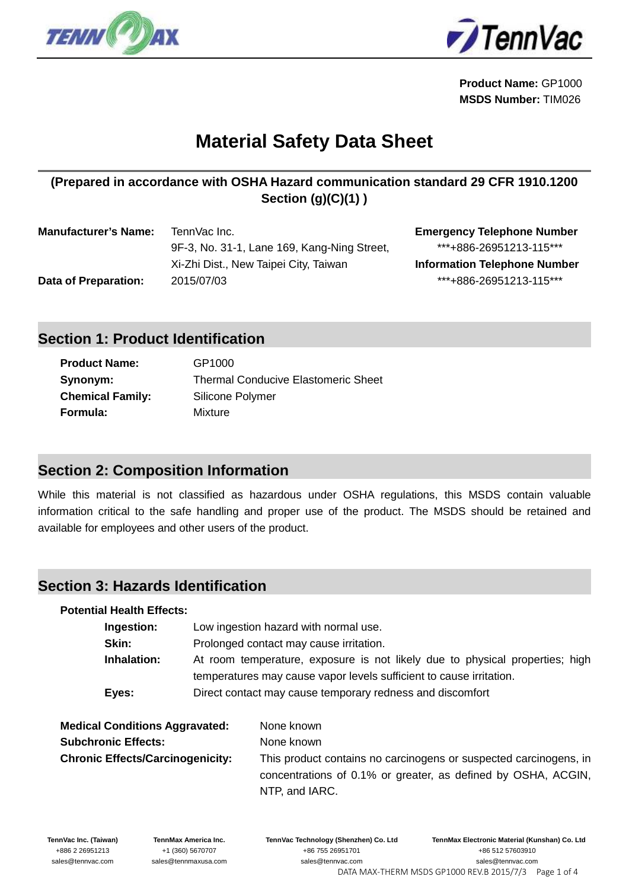**Product Name:** GP1000
**MSDS Number:** TIM026

# Material Safety Data Sheet

**(Prepared in accordance with OSHA Hazard communication standard 29 CFR 1910.1200 Section (g)(C)(1) )**

| | | |
|---|---|---|
| **Manufacturer's Name:** | TennVac Inc.<br>9F-3, No. 31-1, Lane 169, Kang-Ning Street,<br>Xi-Zhi Dist., New Taipei City, Taiwan | **Emergency Telephone Number**<br>\*\*\*+886-26951213-115\*\*\*<br>**Information Telephone Number**<br>\*\*\*+886-26951213-115\*\*\* |
| **Data of Preparation:** | 2015/07/03 | |

## Section 1: Product Identification

**Product Name:** GP1000
**Synonym:** Thermal Conducive Elastomeric Sheet
**Chemical Family:** Silicone Polymer
**Formula:** Mixture

## Section 2: Composition Information

While this material is not classified as hazardous under OSHA regulations, this MSDS contain valuable information critical to the safe handling and proper use of the product. The MSDS should be retained and available for employees and other users of the product.

## Section 3: Hazards Identification

**Potential Health Effects:**

- **Ingestion:** Low ingestion hazard with normal use.
- **Skin:** Prolonged contact may cause irritation.
- **Inhalation:** At room temperature, exposure is not likely due to physical properties; high temperatures may cause vapor levels sufficient to cause irritation.
- **Eyes:** Direct contact may cause temporary redness and discomfort

**Medical Conditions Aggravated:** None known
**Subchronic Effects:** None known
**Chronic Effects/Carcinogenicity:** This product contains no carcinogens or suspected carcinogens, in concentrations of 0.1% or greater, as defined by OSHA, ACGIN, NTP, and IARC.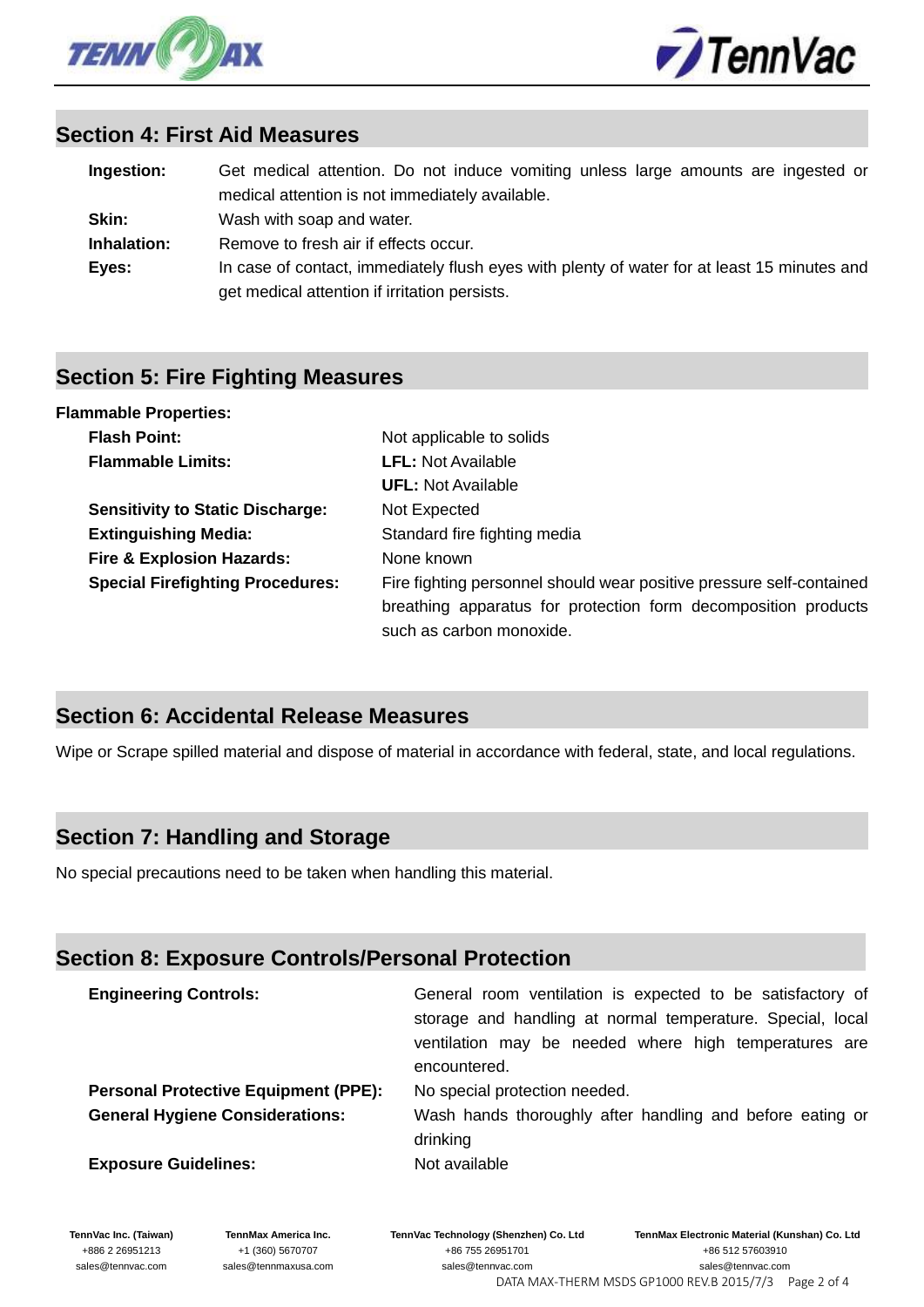## Section 4: First Aid Measures

**Ingestion:** Get medical attention. Do not induce vomiting unless large amounts are ingested or medical attention is not immediately available.

**Skin:** Wash with soap and water.

**Inhalation:** Remove to fresh air if effects occur.

**Eyes:** In case of contact, immediately flush eyes with plenty of water for at least 15 minutes and get medical attention if irritation persists.

## Section 5: Fire Fighting Measures

**Flammable Properties:**

**Flash Point:** Not applicable to solids

**Flammable Limits:** **LFL:** Not Available
**UFL:** Not Available

**Sensitivity to Static Discharge:** Not Expected

**Extinguishing Media:** Standard fire fighting media

**Fire & Explosion Hazards:** None known

**Special Firefighting Procedures:** Fire fighting personnel should wear positive pressure self-contained breathing apparatus for protection form decomposition products such as carbon monoxide.

## Section 6: Accidental Release Measures

Wipe or Scrape spilled material and dispose of material in accordance with federal, state, and local regulations.

## Section 7: Handling and Storage

No special precautions need to be taken when handling this material.

## Section 8: Exposure Controls/Personal Protection

**Engineering Controls:** General room ventilation is expected to be satisfactory of storage and handling at normal temperature. Special, local ventilation may be needed where high temperatures are encountered.

**Personal Protective Equipment (PPE):** No special protection needed.

**General Hygiene Considerations:** Wash hands thoroughly after handling and before eating or drinking

**Exposure Guidelines:** Not available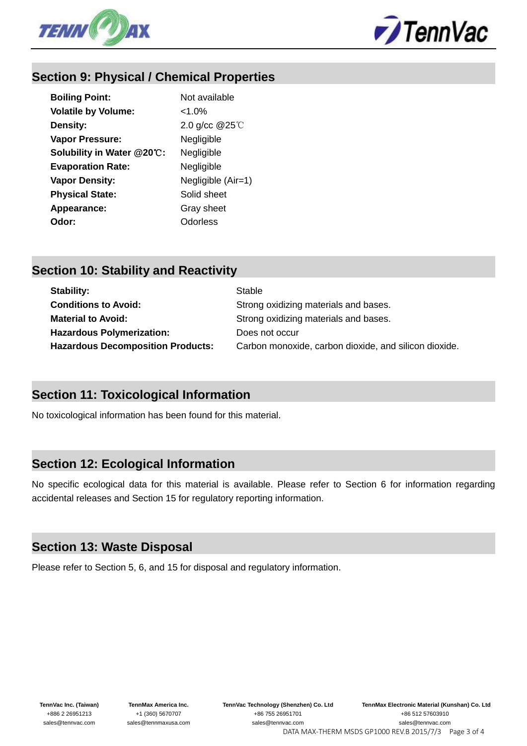## Section 9: Physical / Chemical Properties

| | |
|---|---|
| **Boiling Point:** | Not available |
| **Volatile by Volume:** | <1.0% |
| **Density:** | 2.0 g/cc @25℃ |
| **Vapor Pressure:** | Negligible |
| **Solubility in Water @20℃:** | Negligible |
| **Evaporation Rate:** | Negligible |
| **Vapor Density:** | Negligible (Air=1) |
| **Physical State:** | Solid sheet |
| **Appearance:** | Gray sheet |
| **Odor:** | Odorless |

## Section 10: Stability and Reactivity

| | |
|---|---|
| **Stability:** | Stable |
| **Conditions to Avoid:** | Strong oxidizing materials and bases. |
| **Material to Avoid:** | Strong oxidizing materials and bases. |
| **Hazardous Polymerization:** | Does not occur |
| **Hazardous Decomposition Products:** | Carbon monoxide, carbon dioxide, and silicon dioxide. |

## Section 11: Toxicological Information

No toxicological information has been found for this material.

## Section 12: Ecological Information

No specific ecological data for this material is available. Please refer to Section 6 for information regarding accidental releases and Section 15 for regulatory reporting information.

## Section 13: Waste Disposal

Please refer to Section 5, 6, and 15 for disposal and regulatory information.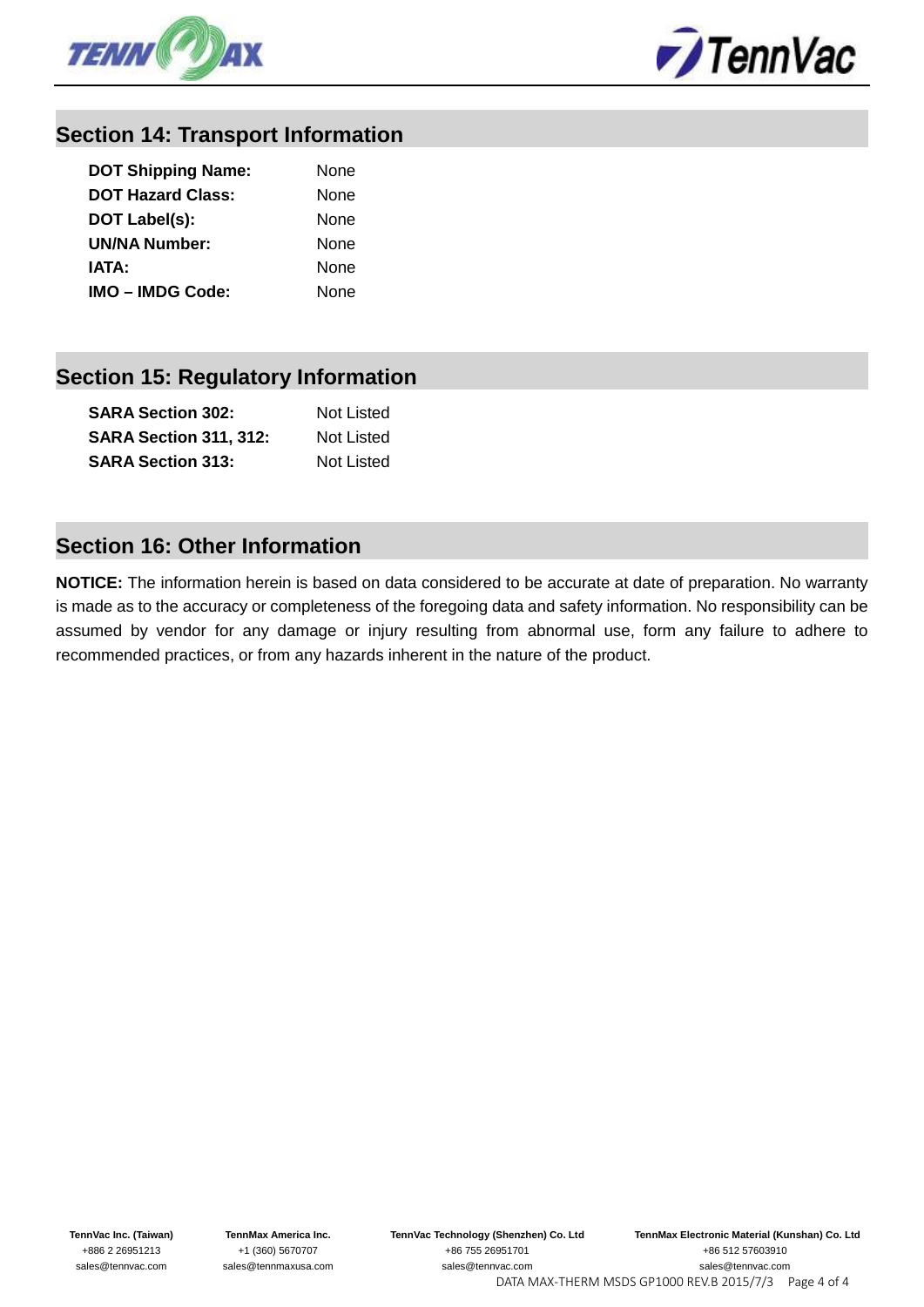## Section 14: Transport Information

| | |
|---|---|
| **DOT Shipping Name:** | None |
| **DOT Hazard Class:** | None |
| **DOT Label(s):** | None |
| **UN/NA Number:** | None |
| **IATA:** | None |
| **IMO – IMDG Code:** | None |

## Section 15: Regulatory Information

| | |
|---|---|
| **SARA Section 302:** | Not Listed |
| **SARA Section 311, 312:** | Not Listed |
| **SARA Section 313:** | Not Listed |

## Section 16: Other Information

**NOTICE:** The information herein is based on data considered to be accurate at date of preparation. No warranty is made as to the accuracy or completeness of the foregoing data and safety information. No responsibility can be assumed by vendor for any damage or injury resulting from abnormal use, form any failure to adhere to recommended practices, or from any hazards inherent in the nature of the product.

**TennVac Inc. (Taiwan)**
+886 2 26951213
sales@tennvac.com

**TennMax America Inc.**
+1 (360) 5670707
sales@tennmaxusa.com

**TennVac Technology (Shenzhen) Co. Ltd**
+86 755 26951701
sales@tennvac.com

**TennMax Electronic Material (Kunshan) Co. Ltd**
+86 512 57603910
sales@tennvac.com